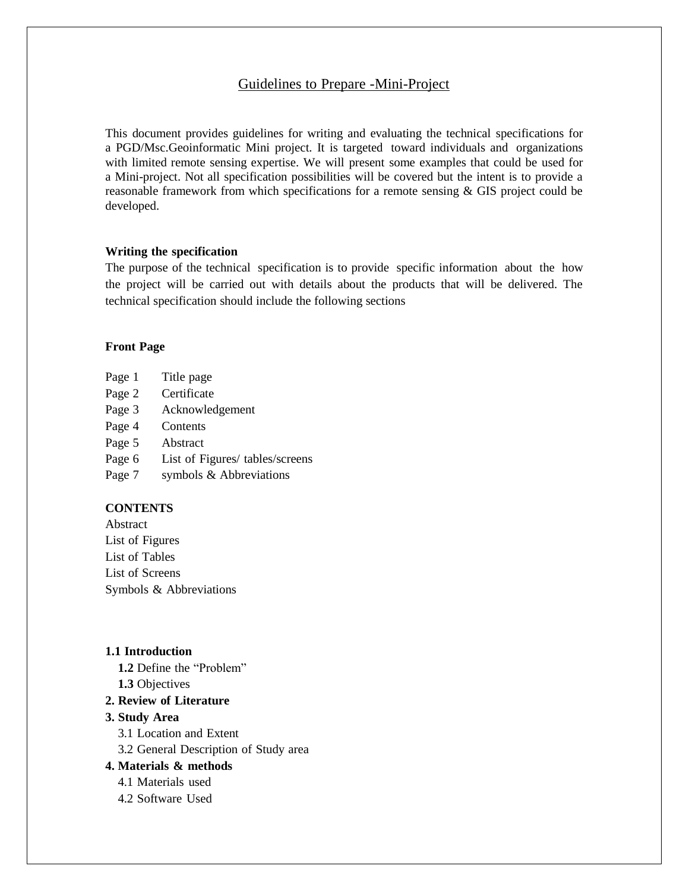# Guidelines to Prepare -Mini-Project

This document provides guidelines for writing and evaluating the technical specifications for a PGD/Msc.Geoinformatic Mini project. It is targeted toward individuals and organizations with limited remote sensing expertise. We will present some examples that could be used for a Mini-project. Not all specification possibilities will be covered but the intent is to provide a reasonable framework from which specifications for a remote sensing & GIS project could be developed.

**Writing the specification**

The purpose of the technical specification is to provide specific information about the how the project will be carried out with details about the products that will be delivered. The technical specification should include the following sections

**Front Page**

Page 1 Title page
Page 2 Certificate
Page 3 Acknowledgement
Page 4 Contents
Page 5 Abstract
Page 6 List of Figures/ tables/screens
Page 7 symbols & Abbreviations

**CONTENTS**

Abstract
List of Figures
List of Tables
List of Screens
Symbols & Abbreviations

**1.1 Introduction**
- **1.2** Define the "Problem"
- **1.3** Objectives

**2. Review of Literature**

**3. Study Area**
- 3.1 Location and Extent
- 3.2 General Description of Study area

**4. Materials & methods**
- 4.1 Materials used
- 4.2 Software Used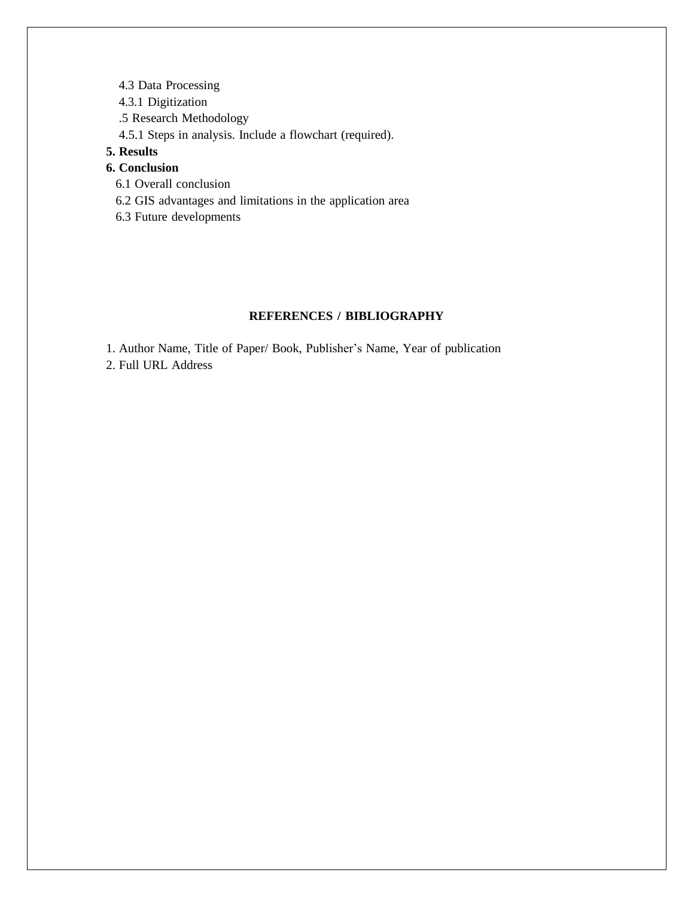4.3 Data Processing

4.3.1 Digitization

.5 Research Methodology

4.5.1 Steps in analysis. Include a flowchart (required).

**5. Results**

**6. Conclusion**

6.1 Overall conclusion

6.2 GIS advantages and limitations in the application area

6.3 Future developments

## REFERENCES / BIBLIOGRAPHY

1. Author Name, Title of Paper/ Book, Publisher's Name, Year of publication
2. Full URL Address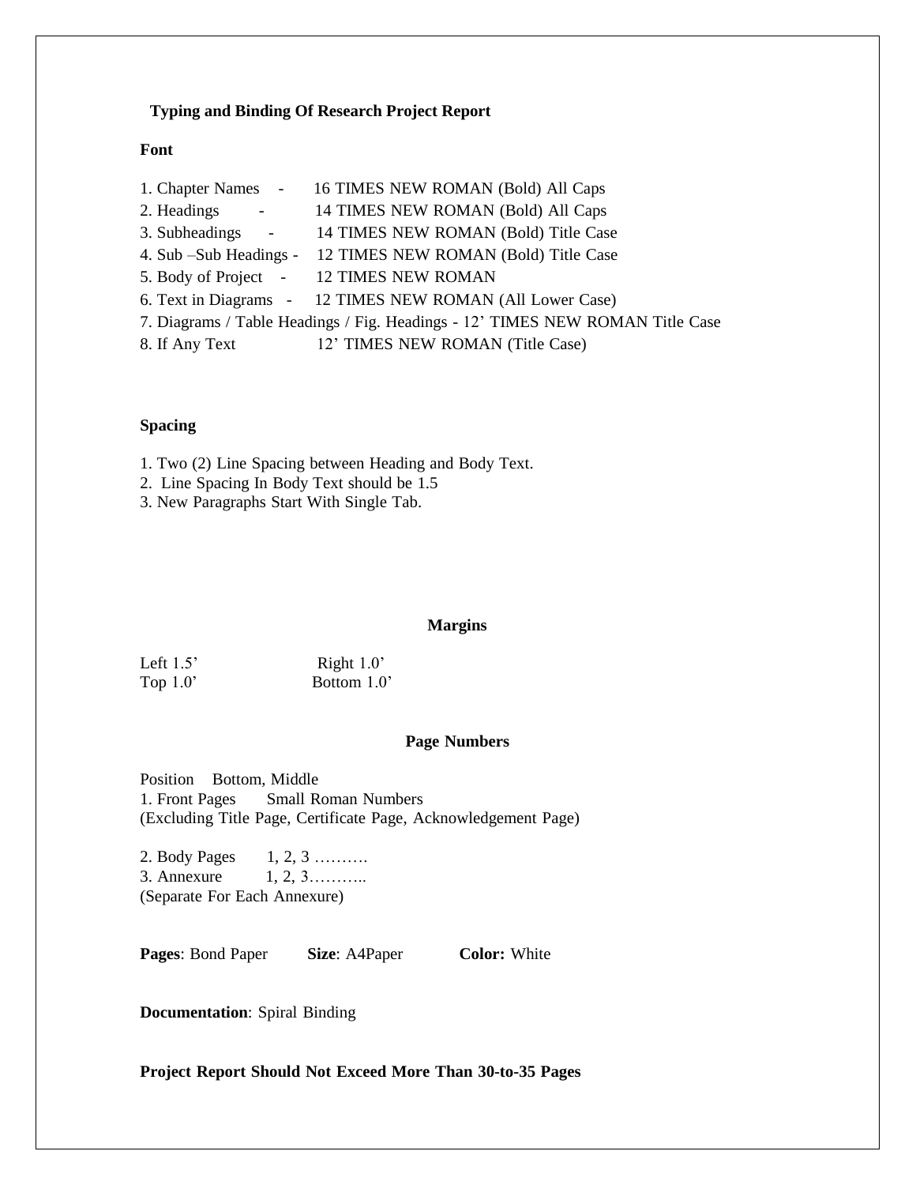## Typing and Binding Of Research Project Report

**Font**

1. Chapter Names - 16 TIMES NEW ROMAN (Bold) All Caps
2. Headings - 14 TIMES NEW ROMAN (Bold) All Caps
3. Subheadings - 14 TIMES NEW ROMAN (Bold) Title Case
4. Sub –Sub Headings - 12 TIMES NEW ROMAN (Bold) Title Case
5. Body of Project - 12 TIMES NEW ROMAN
6. Text in Diagrams - 12 TIMES NEW ROMAN (All Lower Case)
7. Diagrams / Table Headings / Fig. Headings - 12' TIMES NEW ROMAN Title Case
8. If Any Text 12' TIMES NEW ROMAN (Title Case)

**Spacing**

1. Two (2) Line Spacing between Heading and Body Text.
2. Line Spacing In Body Text should be 1.5
3. New Paragraphs Start With Single Tab.

**Margins**

Left 1.5' Right 1.0'
Top 1.0' Bottom 1.0'

**Page Numbers**

Position Bottom, Middle
1. Front Pages Small Roman Numbers
(Excluding Title Page, Certificate Page, Acknowledgement Page)

2. Body Pages 1, 2, 3 ……….
3. Annexure 1, 2, 3………..
(Separate For Each Annexure)

**Pages**: Bond Paper **Size**: A4Paper **Color:** White

**Documentation**: Spiral Binding

**Project Report Should Not Exceed More Than 30-to-35 Pages**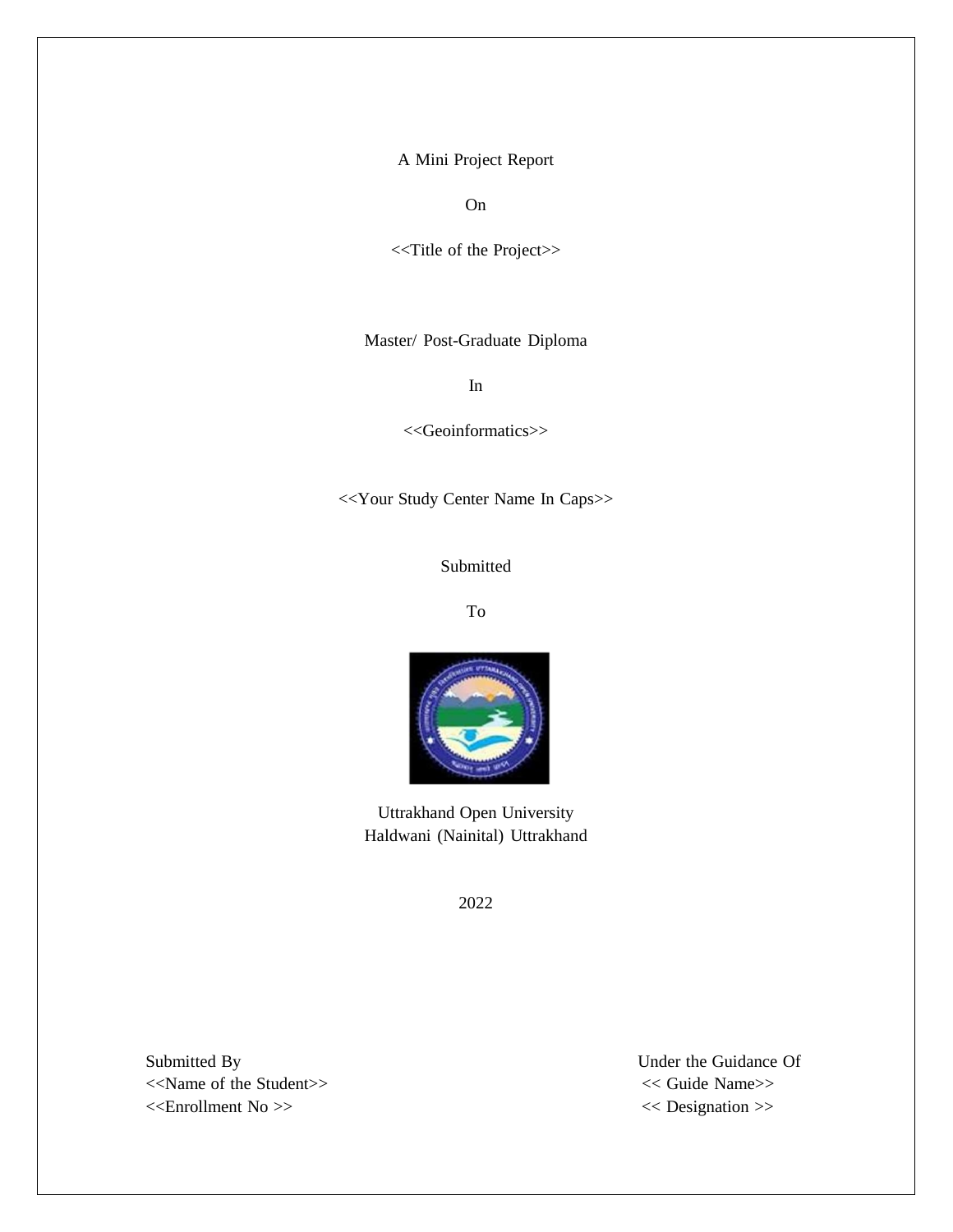A Mini Project Report

On

<<Title of the Project>>

Master/ Post-Graduate Diploma

In

<<Geoinformatics>>

<<Your Study Center Name In Caps>>

Submitted

To

Uttrakhand Open University
Haldwani (Nainital) Uttrakhand

2022

Submitted By
<<Name of the Student>>
<<Enrollment No >>

Under the Guidance Of
<< Guide Name>>
<< Designation >>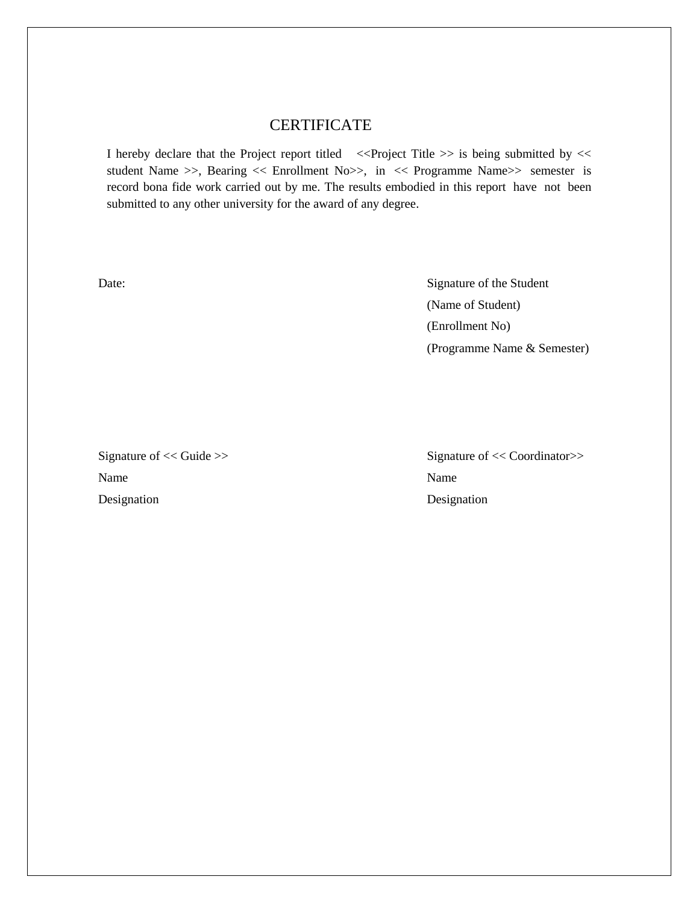# CERTIFICATE

I hereby declare that the Project report titled <<Project Title >> is being submitted by << student Name >>, Bearing << Enrollment No>>, in << Programme Name>> semester is record bona fide work carried out by me. The results embodied in this report have not been submitted to any other university for the award of any degree.

Date:

Signature of the Student
(Name of Student)
(Enrollment No)
(Programme Name & Semester)

Signature of << Guide >>
Name
Designation

Signature of << Coordinator>>
Name
Designation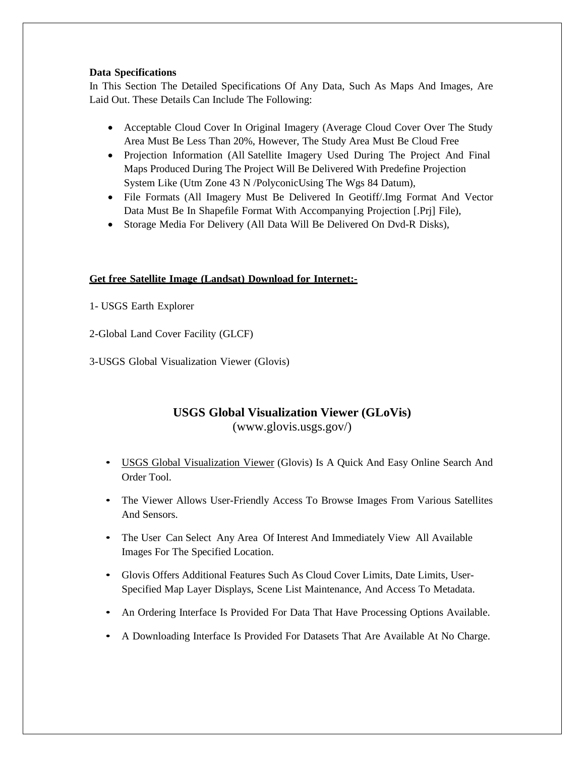**Data Specifications**

In This Section The Detailed Specifications Of Any Data, Such As Maps And Images, Are Laid Out. These Details Can Include The Following:

- Acceptable Cloud Cover In Original Imagery (Average Cloud Cover Over The Study Area Must Be Less Than 20%, However, The Study Area Must Be Cloud Free
- Projection Information (All Satellite Imagery Used During The Project And Final Maps Produced During The Project Will Be Delivered With Predefine Projection System Like (Utm Zone 43 N /PolyconicUsing The Wgs 84 Datum),
- File Formats (All Imagery Must Be Delivered In Geotiff/.Img Format And Vector Data Must Be In Shapefile Format With Accompanying Projection [.Prj] File),
- Storage Media For Delivery (All Data Will Be Delivered On Dvd-R Disks),

**Get free Satellite Image (Landsat) Download for Internet:-**

1- USGS Earth Explorer

2-Global Land Cover Facility (GLCF)

3-USGS Global Visualization Viewer (Glovis)

## USGS Global Visualization Viewer (GLoVis)

(www.glovis.usgs.gov/)

- USGS Global Visualization Viewer (Glovis) Is A Quick And Easy Online Search And Order Tool.
- The Viewer Allows User-Friendly Access To Browse Images From Various Satellites And Sensors.
- The User Can Select Any Area Of Interest And Immediately View All Available Images For The Specified Location.
- Glovis Offers Additional Features Such As Cloud Cover Limits, Date Limits, User-Specified Map Layer Displays, Scene List Maintenance, And Access To Metadata.
- An Ordering Interface Is Provided For Data That Have Processing Options Available.
- A Downloading Interface Is Provided For Datasets That Are Available At No Charge.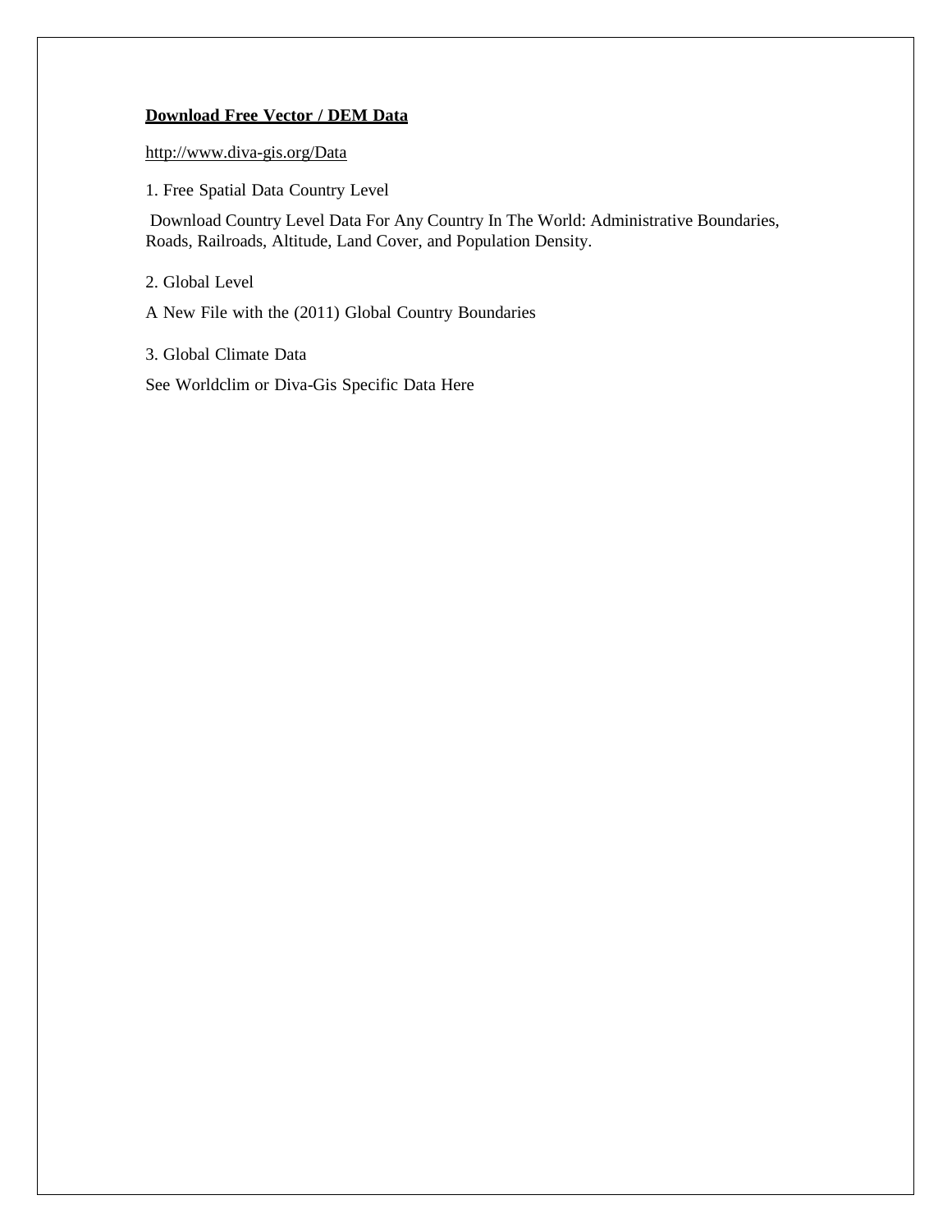**Download Free Vector / DEM Data**

http://www.diva-gis.org/Data

1. Free Spatial Data Country Level

Download Country Level Data For Any Country In The World: Administrative Boundaries, Roads, Railroads, Altitude, Land Cover, and Population Density.

2. Global Level

A New File with the (2011) Global Country Boundaries

3. Global Climate Data

See Worldclim or Diva-Gis Specific Data Here